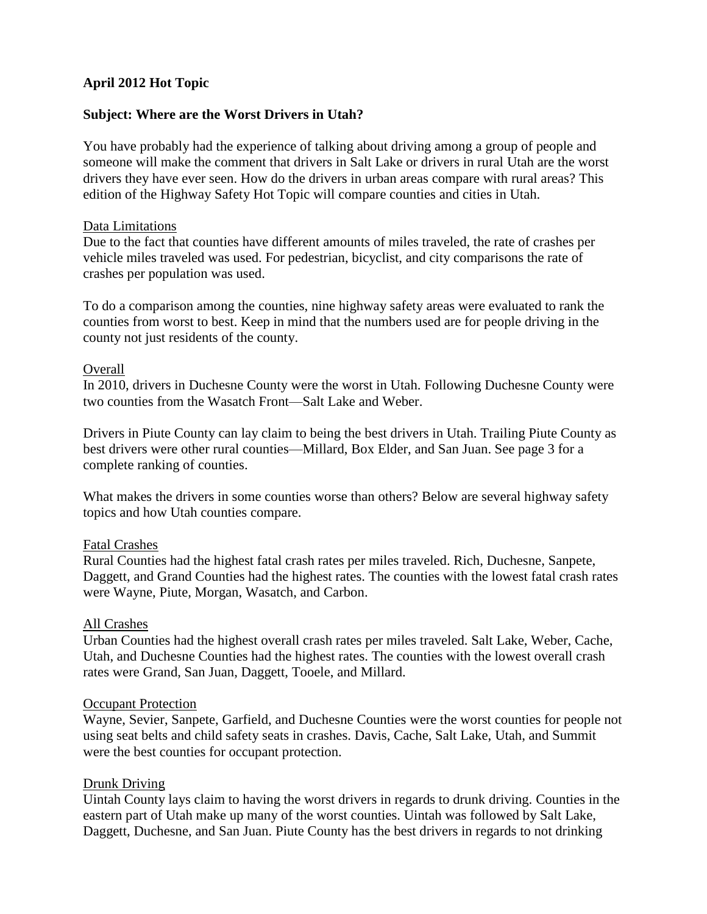**April 2012 Hot Topic**

**Subject: Where are the Worst Drivers in Utah?**

You have probably had the experience of talking about driving among a group of people and someone will make the comment that drivers in Salt Lake or drivers in rural Utah are the worst drivers they have ever seen. How do the drivers in urban areas compare with rural areas? This edition of the Highway Safety Hot Topic will compare counties and cities in Utah.

Data Limitations

Due to the fact that counties have different amounts of miles traveled, the rate of crashes per vehicle miles traveled was used. For pedestrian, bicyclist, and city comparisons the rate of crashes per population was used.

To do a comparison among the counties, nine highway safety areas were evaluated to rank the counties from worst to best. Keep in mind that the numbers used are for people driving in the county not just residents of the county.

Overall

In 2010, drivers in Duchesne County were the worst in Utah. Following Duchesne County were two counties from the Wasatch Front—Salt Lake and Weber.

Drivers in Piute County can lay claim to being the best drivers in Utah. Trailing Piute County as best drivers were other rural counties—Millard, Box Elder, and San Juan. See page 3 for a complete ranking of counties.

What makes the drivers in some counties worse than others? Below are several highway safety topics and how Utah counties compare.

Fatal Crashes

Rural Counties had the highest fatal crash rates per miles traveled. Rich, Duchesne, Sanpete, Daggett, and Grand Counties had the highest rates. The counties with the lowest fatal crash rates were Wayne, Piute, Morgan, Wasatch, and Carbon.

All Crashes

Urban Counties had the highest overall crash rates per miles traveled. Salt Lake, Weber, Cache, Utah, and Duchesne Counties had the highest rates. The counties with the lowest overall crash rates were Grand, San Juan, Daggett, Tooele, and Millard.

Occupant Protection

Wayne, Sevier, Sanpete, Garfield, and Duchesne Counties were the worst counties for people not using seat belts and child safety seats in crashes. Davis, Cache, Salt Lake, Utah, and Summit were the best counties for occupant protection.

Drunk Driving

Uintah County lays claim to having the worst drivers in regards to drunk driving. Counties in the eastern part of Utah make up many of the worst counties. Uintah was followed by Salt Lake, Daggett, Duchesne, and San Juan. Piute County has the best drivers in regards to not drinking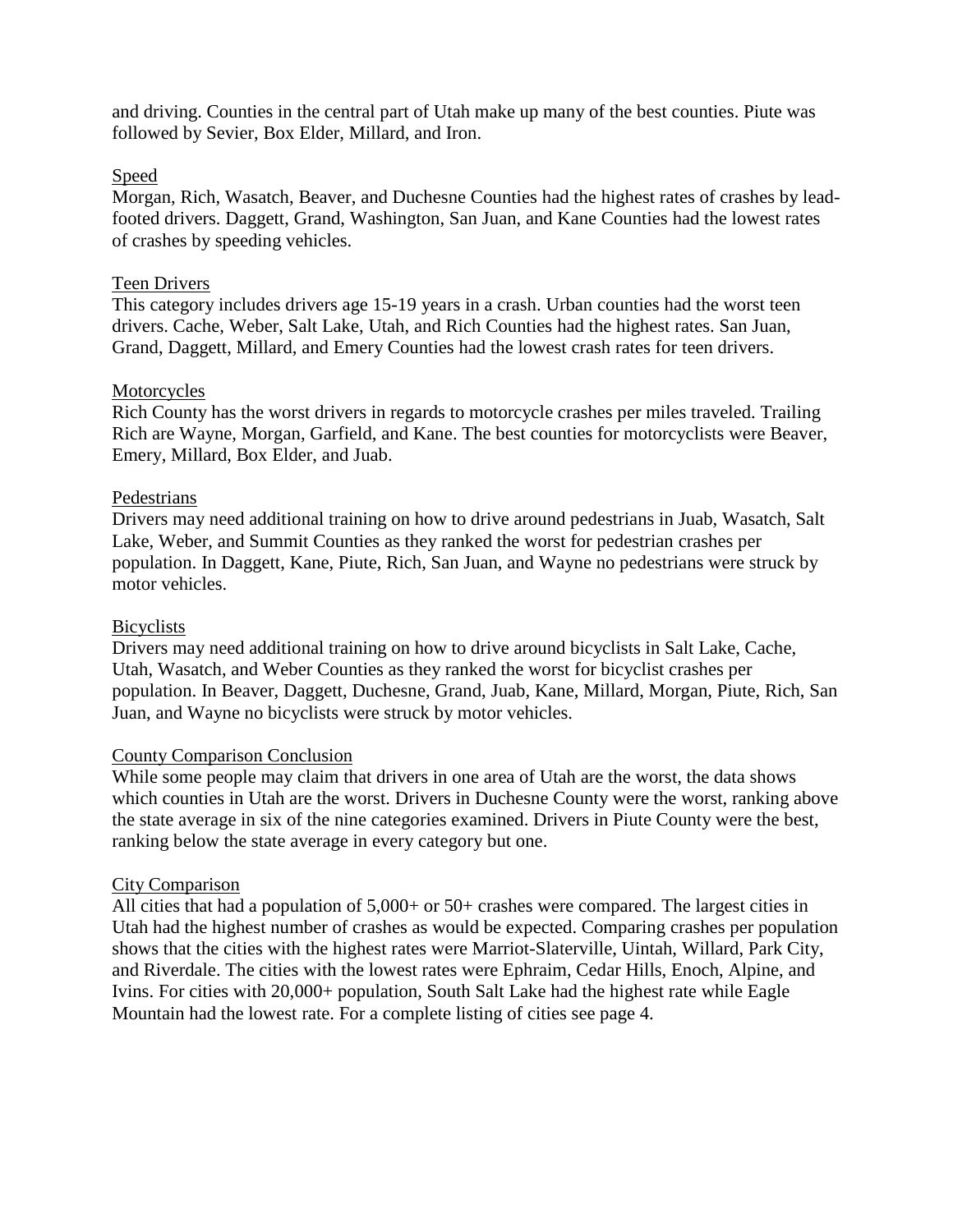and driving. Counties in the central part of Utah make up many of the best counties. Piute was followed by Sevier, Box Elder, Millard, and Iron.

## Speed

Morgan, Rich, Wasatch, Beaver, and Duchesne Counties had the highest rates of crashes by lead-footed drivers. Daggett, Grand, Washington, San Juan, and Kane Counties had the lowest rates of crashes by speeding vehicles.

## Teen Drivers

This category includes drivers age 15-19 years in a crash. Urban counties had the worst teen drivers. Cache, Weber, Salt Lake, Utah, and Rich Counties had the highest rates. San Juan, Grand, Daggett, Millard, and Emery Counties had the lowest crash rates for teen drivers.

## Motorcycles

Rich County has the worst drivers in regards to motorcycle crashes per miles traveled. Trailing Rich are Wayne, Morgan, Garfield, and Kane. The best counties for motorcyclists were Beaver, Emery, Millard, Box Elder, and Juab.

## Pedestrians

Drivers may need additional training on how to drive around pedestrians in Juab, Wasatch, Salt Lake, Weber, and Summit Counties as they ranked the worst for pedestrian crashes per population. In Daggett, Kane, Piute, Rich, San Juan, and Wayne no pedestrians were struck by motor vehicles.

## Bicyclists

Drivers may need additional training on how to drive around bicyclists in Salt Lake, Cache, Utah, Wasatch, and Weber Counties as they ranked the worst for bicyclist crashes per population. In Beaver, Daggett, Duchesne, Grand, Juab, Kane, Millard, Morgan, Piute, Rich, San Juan, and Wayne no bicyclists were struck by motor vehicles.

## County Comparison Conclusion

While some people may claim that drivers in one area of Utah are the worst, the data shows which counties in Utah are the worst. Drivers in Duchesne County were the worst, ranking above the state average in six of the nine categories examined. Drivers in Piute County were the best, ranking below the state average in every category but one.

## City Comparison

All cities that had a population of 5,000+ or 50+ crashes were compared. The largest cities in Utah had the highest number of crashes as would be expected. Comparing crashes per population shows that the cities with the highest rates were Marriot-Slaterville, Uintah, Willard, Park City, and Riverdale. The cities with the lowest rates were Ephraim, Cedar Hills, Enoch, Alpine, and Ivins. For cities with 20,000+ population, South Salt Lake had the highest rate while Eagle Mountain had the lowest rate. For a complete listing of cities see page 4.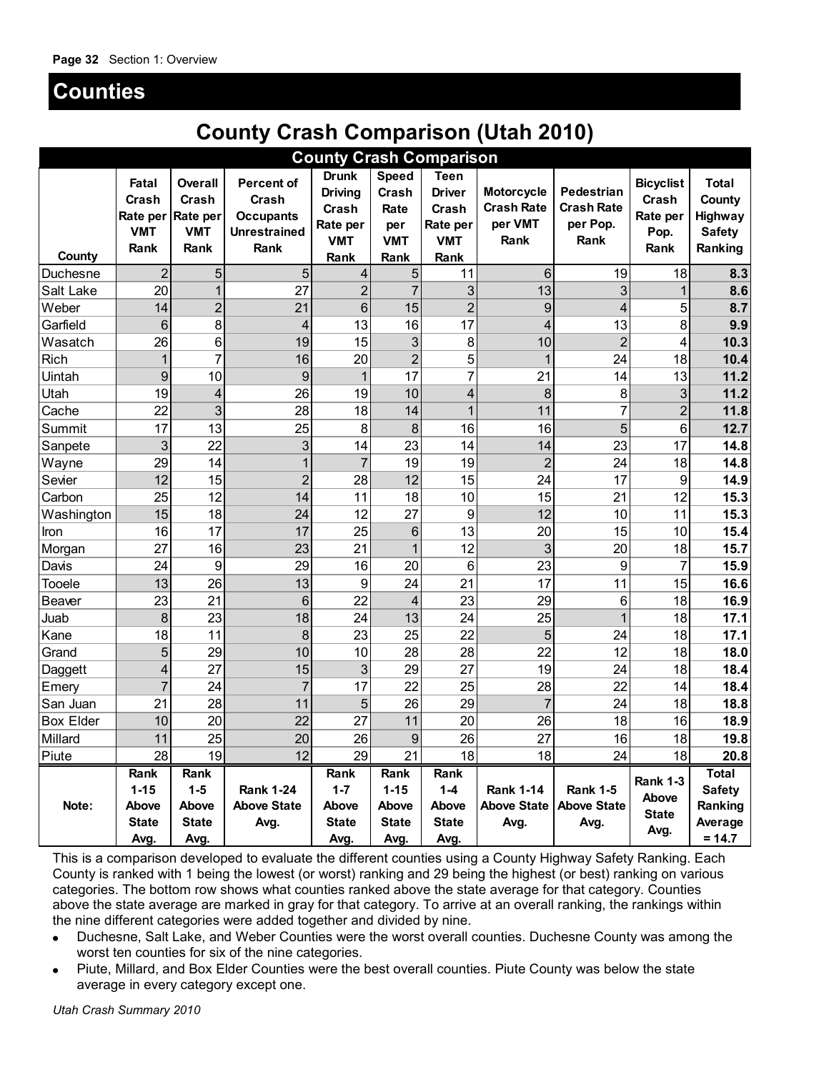## Counties

# County Crash Comparison (Utah 2010)

| County Crash Comparison | | | | | | | | | | |
|---|---|---|---|---|---|---|---|---|---|---|
| County | Fatal Crash Rate per VMT Rank | Overall Crash Rate per VMT Rank | Percent of Crash Occupants Unrestrained Rank | Drunk Driving Crash Rate per VMT Rank | Speed Crash Rate per VMT Rank | Teen Driver Crash Rate per VMT Rank | Motorcycle Crash Rate per VMT Rank | Pedestrian Crash Rate per Pop. Rank | Bicyclist Crash Rate per Pop. Rank | Total County Highway Safety Ranking |
| Duchesne | 2 | 5 | 5 | 4 | 5 | 11 | 6 | 19 | 18 | **8.3** |
| Salt Lake | 20 | 1 | 27 | 2 | 7 | 3 | 13 | 3 | 1 | **8.6** |
| Weber | 14 | 2 | 21 | 6 | 15 | 2 | 9 | 4 | 5 | **8.7** |
| Garfield | 6 | 8 | 4 | 13 | 16 | 17 | 4 | 13 | 8 | **9.9** |
| Wasatch | 26 | 6 | 19 | 15 | 3 | 8 | 10 | 2 | 4 | **10.3** |
| Rich | 1 | 7 | 16 | 20 | 2 | 5 | 1 | 24 | 18 | **10.4** |
| Uintah | 9 | 10 | 9 | 1 | 17 | 7 | 21 | 14 | 13 | **11.2** |
| Utah | 19 | 4 | 26 | 19 | 10 | 4 | 8 | 8 | 3 | **11.2** |
| Cache | 22 | 3 | 28 | 18 | 14 | 1 | 11 | 7 | 2 | **11.8** |
| Summit | 17 | 13 | 25 | 8 | 8 | 16 | 16 | 5 | 6 | **12.7** |
| Sanpete | 3 | 22 | 3 | 14 | 23 | 14 | 14 | 23 | 17 | **14.8** |
| Wayne | 29 | 14 | 1 | 7 | 19 | 19 | 2 | 24 | 18 | **14.8** |
| Sevier | 12 | 15 | 2 | 28 | 12 | 15 | 24 | 17 | 9 | **14.9** |
| Carbon | 25 | 12 | 14 | 11 | 18 | 10 | 15 | 21 | 12 | **15.3** |
| Washington | 15 | 18 | 24 | 12 | 27 | 9 | 12 | 10 | 11 | **15.3** |
| Iron | 16 | 17 | 17 | 25 | 6 | 13 | 20 | 15 | 10 | **15.4** |
| Morgan | 27 | 16 | 23 | 21 | 1 | 12 | 3 | 20 | 18 | **15.7** |
| Davis | 24 | 9 | 29 | 16 | 20 | 6 | 23 | 9 | 7 | **15.9** |
| Tooele | 13 | 26 | 13 | 9 | 24 | 21 | 17 | 11 | 15 | **16.6** |
| Beaver | 23 | 21 | 6 | 22 | 4 | 23 | 29 | 6 | 18 | **16.9** |
| Juab | 8 | 23 | 18 | 24 | 13 | 24 | 25 | 1 | 18 | **17.1** |
| Kane | 18 | 11 | 8 | 23 | 25 | 22 | 5 | 24 | 18 | **17.1** |
| Grand | 5 | 29 | 10 | 10 | 28 | 28 | 22 | 12 | 18 | **18.0** |
| Daggett | 4 | 27 | 15 | 3 | 29 | 27 | 19 | 24 | 18 | **18.4** |
| Emery | 7 | 24 | 7 | 17 | 22 | 25 | 28 | 22 | 14 | **18.4** |
| San Juan | 21 | 28 | 11 | 5 | 26 | 29 | 7 | 24 | 18 | **18.8** |
| Box Elder | 10 | 20 | 22 | 27 | 11 | 20 | 26 | 18 | 16 | **18.9** |
| Millard | 11 | 25 | 20 | 26 | 9 | 26 | 27 | 16 | 18 | **19.8** |
| Piute | 28 | 19 | 12 | 29 | 21 | 18 | 18 | 24 | 18 | **20.8** |
| **Note:** | **Rank 1-15 Above State Avg.** | **Rank 1-5 Above State Avg.** | **Rank 1-24 Above State Avg.** | **Rank 1-7 Above State Avg.** | **Rank 1-15 Above State Avg.** | **Rank 1-4 Above State Avg.** | **Rank 1-14 Above State Avg.** | **Rank 1-5 Above State Avg.** | **Rank 1-3 Above State Avg.** | **Total Safety Ranking Average = 14.7** |

This is a comparison developed to evaluate the different counties using a County Highway Safety Ranking. Each County is ranked with 1 being the lowest (or worst) ranking and 29 being the highest (or best) ranking on various categories. The bottom row shows what counties ranked above the state average for that category. Counties above the state average are marked in gray for that category. To arrive at an overall ranking, the rankings within the nine different categories were added together and divided by nine.

- Duchesne, Salt Lake, and Weber Counties were the worst overall counties. Duchesne County was among the worst ten counties for six of the nine categories.
- Piute, Millard, and Box Elder Counties were the best overall counties. Piute County was below the state average in every category except one.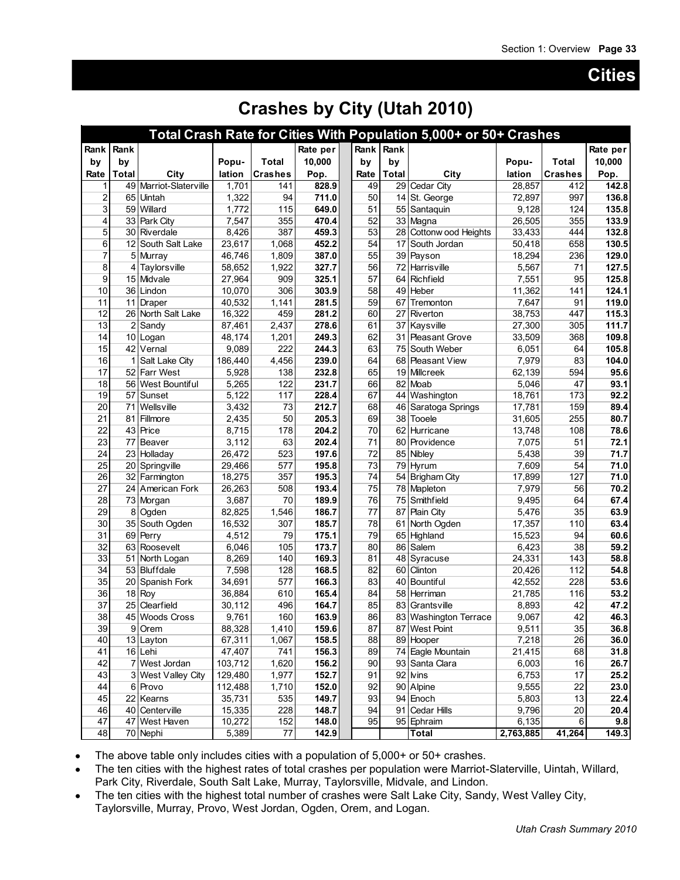# Cities

## Crashes by City (Utah 2010)

| Total Crash Rate for Cities With Population 5,000+ or 50+ Crashes | | | | | | | | | | | |
|---|---|---|---|---|---|---|---|---|---|---|---|
| Rank by Rate | Rank by Total | City | Population | Total Crashes | Rate per 10,000 Pop. | Rank by Rate | Rank by Total | City | Population | Total Crashes | Rate per 10,000 Pop. |
| 1 | 49 | Marriot-Slaterville | 1,701 | 141 | **828.9** | 49 | 29 | Cedar City | 28,857 | 412 | **142.8** |
| 2 | 65 | Uintah | 1,322 | 94 | **711.0** | 50 | 14 | St. George | 72,897 | 997 | **136.8** |
| 3 | 59 | Willard | 1,772 | 115 | **649.0** | 51 | 55 | Santaquin | 9,128 | 124 | **135.8** |
| 4 | 33 | Park City | 7,547 | 355 | **470.4** | 52 | 33 | Magna | 26,505 | 355 | **133.9** |
| 5 | 30 | Riverdale | 8,426 | 387 | **459.3** | 53 | 28 | Cottonwood Heights | 33,433 | 444 | **132.8** |
| 6 | 12 | South Salt Lake | 23,617 | 1,068 | **452.2** | 54 | 17 | South Jordan | 50,418 | 658 | **130.5** |
| 7 | 5 | Murray | 46,746 | 1,809 | **387.0** | 55 | 39 | Payson | 18,294 | 236 | **129.0** |
| 8 | 4 | Taylorsville | 58,652 | 1,922 | **327.7** | 56 | 72 | Harrisville | 5,567 | 71 | **127.5** |
| 9 | 15 | Midvale | 27,964 | 909 | **325.1** | 57 | 64 | Richfield | 7,551 | 95 | **125.8** |
| 10 | 36 | Lindon | 10,070 | 306 | **303.9** | 58 | 49 | Heber | 11,362 | 141 | **124.1** |
| 11 | 11 | Draper | 40,532 | 1,141 | **281.5** | 59 | 67 | Tremonton | 7,647 | 91 | **119.0** |
| 12 | 26 | North Salt Lake | 16,322 | 459 | **281.2** | 60 | 27 | Riverton | 38,753 | 447 | **115.3** |
| 13 | 2 | Sandy | 87,461 | 2,437 | **278.6** | 61 | 37 | Kaysville | 27,300 | 305 | **111.7** |
| 14 | 10 | Logan | 48,174 | 1,201 | **249.3** | 62 | 31 | Pleasant Grove | 33,509 | 368 | **109.8** |
| 15 | 42 | Vernal | 9,089 | 222 | **244.3** | 63 | 75 | South Weber | 6,051 | 64 | **105.8** |
| 16 | 1 | Salt Lake City | 186,440 | 4,456 | **239.0** | 64 | 68 | Pleasant View | 7,979 | 83 | **104.0** |
| 17 | 52 | Farr West | 5,928 | 138 | **232.8** | 65 | 19 | Millcreek | 62,139 | 594 | **95.6** |
| 18 | 56 | West Bountiful | 5,265 | 122 | **231.7** | 66 | 82 | Moab | 5,046 | 47 | **93.1** |
| 19 | 57 | Sunset | 5,122 | 117 | **228.4** | 67 | 44 | Washington | 18,761 | 173 | **92.2** |
| 20 | 71 | Wellsville | 3,432 | 73 | **212.7** | 68 | 46 | Saratoga Springs | 17,781 | 159 | **89.4** |
| 21 | 81 | Fillmore | 2,435 | 50 | **205.3** | 69 | 38 | Tooele | 31,605 | 255 | **80.7** |
| 22 | 43 | Price | 8,715 | 178 | **204.2** | 70 | 62 | Hurricane | 13,748 | 108 | **78.6** |
| 23 | 77 | Beaver | 3,112 | 63 | **202.4** | 71 | 80 | Providence | 7,075 | 51 | **72.1** |
| 24 | 23 | Holladay | 26,472 | 523 | **197.6** | 72 | 85 | Nibley | 5,438 | 39 | **71.7** |
| 25 | 20 | Springville | 29,466 | 577 | **195.8** | 73 | 79 | Hyrum | 7,609 | 54 | **71.0** |
| 26 | 32 | Farmington | 18,275 | 357 | **195.3** | 74 | 54 | Brigham City | 17,899 | 127 | **71.0** |
| 27 | 24 | American Fork | 26,263 | 508 | **193.4** | 75 | 78 | Mapleton | 7,979 | 56 | **70.2** |
| 28 | 73 | Morgan | 3,687 | 70 | **189.9** | 76 | 75 | Smithfield | 9,495 | 64 | **67.4** |
| 29 | 8 | Ogden | 82,825 | 1,546 | **186.7** | 77 | 87 | Plain City | 5,476 | 35 | **63.9** |
| 30 | 35 | South Ogden | 16,532 | 307 | **185.7** | 78 | 61 | North Ogden | 17,357 | 110 | **63.4** |
| 31 | 69 | Perry | 4,512 | 79 | **175.1** | 79 | 65 | Highland | 15,523 | 94 | **60.6** |
| 32 | 63 | Roosevelt | 6,046 | 105 | **173.7** | 80 | 86 | Salem | 6,423 | 38 | **59.2** |
| 33 | 51 | North Logan | 8,269 | 140 | **169.3** | 81 | 48 | Syracuse | 24,331 | 143 | **58.8** |
| 34 | 53 | Bluffdale | 7,598 | 128 | **168.5** | 82 | 60 | Clinton | 20,426 | 112 | **54.8** |
| 35 | 20 | Spanish Fork | 34,691 | 577 | **166.3** | 83 | 40 | Bountiful | 42,552 | 228 | **53.6** |
| 36 | 18 | Roy | 36,884 | 610 | **165.4** | 84 | 58 | Herriman | 21,785 | 116 | **53.2** |
| 37 | 25 | Clearfield | 30,112 | 496 | **164.7** | 85 | 83 | Grantsville | 8,893 | 42 | **47.2** |
| 38 | 45 | Woods Cross | 9,761 | 160 | **163.9** | 86 | 83 | Washington Terrace | 9,067 | 42 | **46.3** |
| 39 | 9 | Orem | 88,328 | 1,410 | **159.6** | 87 | 87 | West Point | 9,511 | 35 | **36.8** |
| 40 | 13 | Layton | 67,311 | 1,067 | **158.5** | 88 | 89 | Hooper | 7,218 | 26 | **36.0** |
| 41 | 16 | Lehi | 47,407 | 741 | **156.3** | 89 | 74 | Eagle Mountain | 21,415 | 68 | **31.8** |
| 42 | 7 | West Jordan | 103,712 | 1,620 | **156.2** | 90 | 93 | Santa Clara | 6,003 | 16 | **26.7** |
| 43 | 3 | West Valley City | 129,480 | 1,977 | **152.7** | 91 | 92 | Ivins | 6,753 | 17 | **25.2** |
| 44 | 6 | Provo | 112,488 | 1,710 | **152.0** | 92 | 90 | Alpine | 9,555 | 22 | **23.0** |
| 45 | 22 | Kearns | 35,731 | 535 | **149.7** | 93 | 94 | Enoch | 5,803 | 13 | **22.4** |
| 46 | 40 | Centerville | 15,335 | 228 | **148.7** | 94 | 91 | Cedar Hills | 9,796 | 20 | **20.4** |
| 47 | 47 | West Haven | 10,272 | 152 | **148.0** | 95 | 95 | Ephraim | 6,135 | 6 | **9.8** |
| 48 | 70 | Nephi | 5,389 | 77 | **142.9** | | | **Total** | **2,763,885** | **41,264** | **149.3** |

- The above table only includes cities with a population of 5,000+ or 50+ crashes.
- The ten cities with the highest rates of total crashes per population were Marriot-Slaterville, Uintah, Willard, Park City, Riverdale, South Salt Lake, Murray, Taylorsville, Midvale, and Lindon.
- The ten cities with the highest total number of crashes were Salt Lake City, Sandy, West Valley City, Taylorsville, Murray, Provo, West Jordan, Ogden, Orem, and Logan.